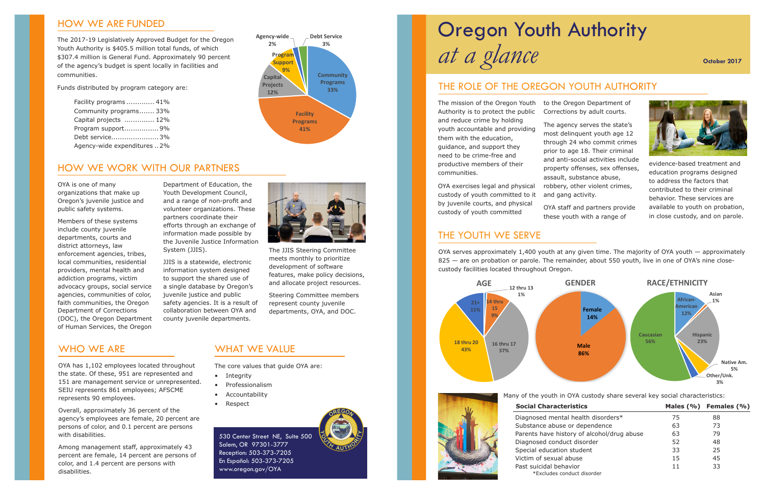# Oregon Youth Authority *at a glance*

October 2017

## THE ROLE OF THE OREGON YOUTH AUTHORITY

The mission of the Oregon Youth Authority is to protect the public and reduce crime by holding youth accountable and providing them with the education, guidance, and support they need to be crime-free and productive members of their communities.

OYA exercises legal and physical custody of youth committed to it by juvenile courts, and physical custody of youth committed to the Oregon Department of Corrections by adult courts.

The agency serves the state's most delinquent youth age 12 through 24 who commit crimes prior to age 18. Their criminal and anti-social activities include property offenses, sex offenses, assault, substance abuse, robbery, other violent crimes, and gang activity.

OYA staff and partners provide these youth with a range of evidence-based treatment and education programs designed to address the factors that contributed to their criminal behavior. These services are available to youth on probation, in close custody, and on parole.

## THE YOUTH WE SERVE

OYA serves approximately 1,400 youth at any given time. The majority of OYA youth — approximately 825 — are on probation or parole. The remainder, about 550 youth, live in one of OYA's nine close-custody facilities located throughout Oregon.

**AGE**

- 12 thru 13: 1%
- 14 thru 15: 9%
- 16 thru 17: 37%
- 18 thru 20: 43%
- 21+: 11%

**GENDER**

- Female: 14%
- Male: 86%

**RACE/ETHNICITY**

- African-American: 12%
- Asian: 1%
- Hispanic: 23%
- Native Am.: 5%
- Other/Unk.: 3%
- Caucasian: 56%

Many of the youth in OYA custody share several key social characteristics:

| Social Characteristics | Males (%) | Females (%) |
|---|---|---|
| Diagnosed mental health disorders* | 75 | 88 |
| Substance abuse or dependence | 63 | 73 |
| Parents have history of alcohol/drug abuse | 63 | 79 |
| Diagnosed conduct disorder | 52 | 48 |
| Special education student | 33 | 25 |
| Victim of sexual abuse | 15 | 45 |
| Past suicidal behavior | 11 | 33 |

*Excludes conduct disorder

## HOW WE ARE FUNDED

The 2017-19 Legislatively Approved Budget for the Oregon Youth Authority is $405.5 million total funds, of which $307.4 million is General Fund. Approximately 90 percent of the agency's budget is spent locally in facilities and communities.

Funds distributed by program category are:

- Facility programs ............. 41%
- Community programs....... 33%
- Capital projects .............. 12%
- Program support................ 9%
- Debt service...................... 3%
- Agency-wide expenditures .. 2%

## HOW WE WORK WITH OUR PARTNERS

OYA is one of many organizations that make up Oregon's juvenile justice and public safety systems.

Members of these systems include county juvenile departments, courts and district attorneys, law enforcement agencies, tribes, local communities, residential providers, mental health and addiction programs, victim advocacy groups, social service agencies, communities of color, faith communities, the Oregon Department of Corrections (DOC), the Oregon Department of Human Services, the Oregon Department of Education, the Youth Development Council, and a range of non-profit and volunteer organizations. These partners coordinate their efforts through an exchange of information made possible by the Juvenile Justice Information System (JJIS).

JJIS is a statewide, electronic information system designed to support the shared use of a single database by Oregon's juvenile justice and public safety agencies. It is a result of collaboration between OYA and county juvenile departments.

The JJIS Steering Committee meets monthly to prioritize development of software features, make policy decisions, and allocate project resources.

Steering Committee members represent county juvenile departments, OYA, and DOC.

## WHO WE ARE

OYA has 1,102 employees located throughout the state. Of these, 951 are represented and 151 are management service or unrepresented. SEIU represents 861 employees; AFSCME represents 90 employees.

Overall, approximately 36 percent of the agency's employees are female, 20 percent are persons of color, and 0.1 percent are persons with disabilities.

Among management staff, approximately 43 percent are female, 14 percent are persons of color, and 1.4 percent are persons with disabilities.

## WHAT WE VALUE

The core values that guide OYA are:

- Integrity
- Professionalism
- Accountability
- Respect

530 Center Street NE, Suite 500
Salem, OR 97301-3777
Reception: 503-373-7205
En Español: 503-373-7205
www.oregon.gov/OYA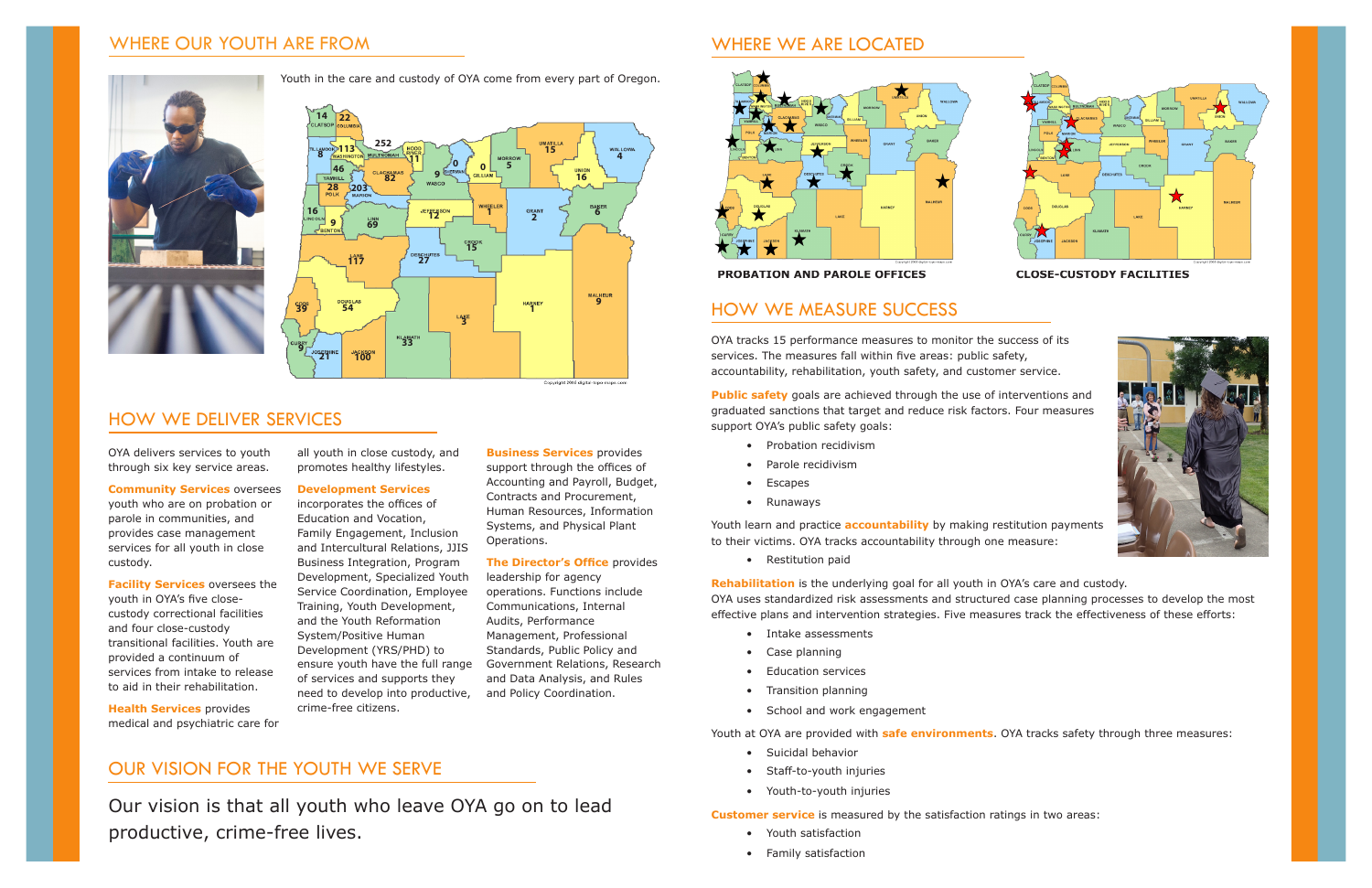## WHERE OUR YOUTH ARE FROM

Youth in the care and custody of OYA come from every part of Oregon.

CLATSOP 14
COLUMBIA 22
TILLAMOOK 8
WASHINGTON 113
MULTNOMAH 252
HOOD RIVER 11
SHERMAN 0
GILLIAM 0
MORROW 5
UMATILLA 15
WALLOWA 4
UNION 16
YAMHILL 46
CLACKAMAS 82
WASCO 9
POLK 28
MARION 203
LINCOLN 16
BENTON 9
LINN 69
JEFFERSON 12
WHEELER 1
GRANT 2
BAKER 6
CROOK 15
LANE 117
DESCHUTES 27
COOS 39
DOUGLAS 54
LAKE 3
HARNEY 1
MALHEUR 9
CURRY 9
JOSEPHINE 21
JACKSON 100
KLAMATH 33

## HOW WE DELIVER SERVICES

OYA delivers services to youth through six key service areas.

**Community Services** oversees youth who are on probation or parole in communities, and provides case management services for all youth in close custody.

**Facility Services** oversees the youth in OYA's five close-custody correctional facilities and four close-custody transitional facilities. Youth are provided a continuum of services from intake to release to aid in their rehabilitation.

**Health Services** provides medical and psychiatric care for all youth in close custody, and promotes healthy lifestyles.

**Development Services** incorporates the offices of Education and Vocation, Family Engagement, Inclusion and Intercultural Relations, JJIS Business Integration, Program Development, Specialized Youth Service Coordination, Employee Training, Youth Development, and the Youth Reformation System/Positive Human Development (YRS/PHD) to ensure youth have the full range of services and supports they need to develop into productive, crime-free citizens.

**Business Services** provides support through the offices of Accounting and Payroll, Budget, Contracts and Procurement, Human Resources, Information Systems, and Physical Plant Operations.

**The Director's Office** provides leadership for agency operations. Functions include Communications, Internal Audits, Performance Management, Professional Standards, Public Policy and Government Relations, Research and Data Analysis, and Rules and Policy Coordination.

## OUR VISION FOR THE YOUTH WE SERVE

Our vision is that all youth who leave OYA go on to lead productive, crime-free lives.

## WHERE WE ARE LOCATED

**PROBATION AND PAROLE OFFICES**

**CLOSE-CUSTODY FACILITIES**

## HOW WE MEASURE SUCCESS

OYA tracks 15 performance measures to monitor the success of its services. The measures fall within five areas: public safety, accountability, rehabilitation, youth safety, and customer service.

**Public safety** goals are achieved through the use of interventions and graduated sanctions that target and reduce risk factors. Four measures support OYA's public safety goals:

- Probation recidivism
- Parole recidivism
- Escapes
- Runaways

Youth learn and practice **accountability** by making restitution payments to their victims. OYA tracks accountability through one measure:

- Restitution paid

**Rehabilitation** is the underlying goal for all youth in OYA's care and custody. OYA uses standardized risk assessments and structured case planning processes to develop the most effective plans and intervention strategies. Five measures track the effectiveness of these efforts:

- Intake assessments
- Case planning
- Education services
- Transition planning
- School and work engagement

Youth at OYA are provided with **safe environments**. OYA tracks safety through three measures:

- Suicidal behavior
- Staff-to-youth injuries
- Youth-to-youth injuries

**Customer service** is measured by the satisfaction ratings in two areas:

- Youth satisfaction
- Family satisfaction